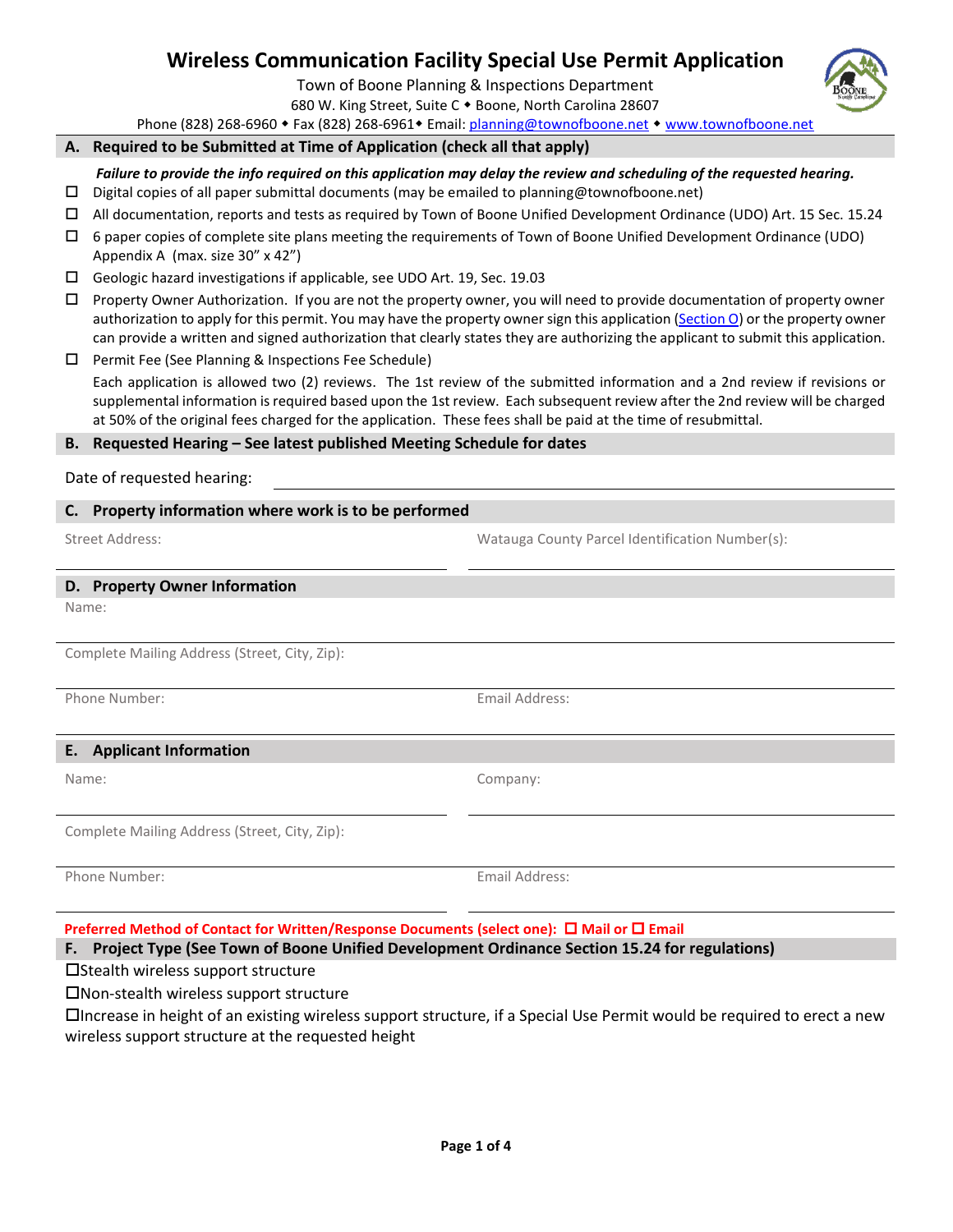# Wireless Communication Facility Special Use Permit Application

Town of Boone Planning & Inspections Department
680 W. King Street, Suite C ◆ Boone, North Carolina 28607
Phone (828) 268-6960 ◆ Fax (828) 268-6961◆ Email: planning@townofboone.net ◆ www.townofboone.net

## A. Required to be Submitted at Time of Application (check all that apply)

***Failure to provide the info required on this application may delay the review and scheduling of the requested hearing.***

- ☐ Digital copies of all paper submittal documents (may be emailed to planning@townofboone.net)
- ☐ All documentation, reports and tests as required by Town of Boone Unified Development Ordinance (UDO) Art. 15 Sec. 15.24
- ☐ 6 paper copies of complete site plans meeting the requirements of Town of Boone Unified Development Ordinance (UDO) Appendix A (max. size 30" x 42")
- ☐ Geologic hazard investigations if applicable, see UDO Art. 19, Sec. 19.03
- ☐ Property Owner Authorization. If you are not the property owner, you will need to provide documentation of property owner authorization to apply for this permit. You may have the property owner sign this application (Section O) or the property owner can provide a written and signed authorization that clearly states they are authorizing the applicant to submit this application.
- ☐ Permit Fee (See Planning & Inspections Fee Schedule)

  Each application is allowed two (2) reviews. The 1st review of the submitted information and a 2nd review if revisions or supplemental information is required based upon the 1st review. Each subsequent review after the 2nd review will be charged at 50% of the original fees charged for the application. These fees shall be paid at the time of resubmittal.

## B. Requested Hearing – See latest published Meeting Schedule for dates

Date of requested hearing: ______________________

## C. Property information where work is to be performed

Street Address: ______________________

Watauga County Parcel Identification Number(s): ______________________

## D. Property Owner Information

Name: ______________________

Complete Mailing Address (Street, City, Zip): ______________________

Phone Number: ______________________

Email Address: ______________________

## E. Applicant Information

Name: ______________________

Company: ______________________

Complete Mailing Address (Street, City, Zip): ______________________

Phone Number: ______________________

Email Address: ______________________

**Preferred Method of Contact for Written/Response Documents (select one): ☐ Mail or ☐ Email**

## F. Project Type (See Town of Boone Unified Development Ordinance Section 15.24 for regulations)

- ☐Stealth wireless support structure
- ☐Non-stealth wireless support structure
- ☐Increase in height of an existing wireless support structure, if a Special Use Permit would be required to erect a new wireless support structure at the requested height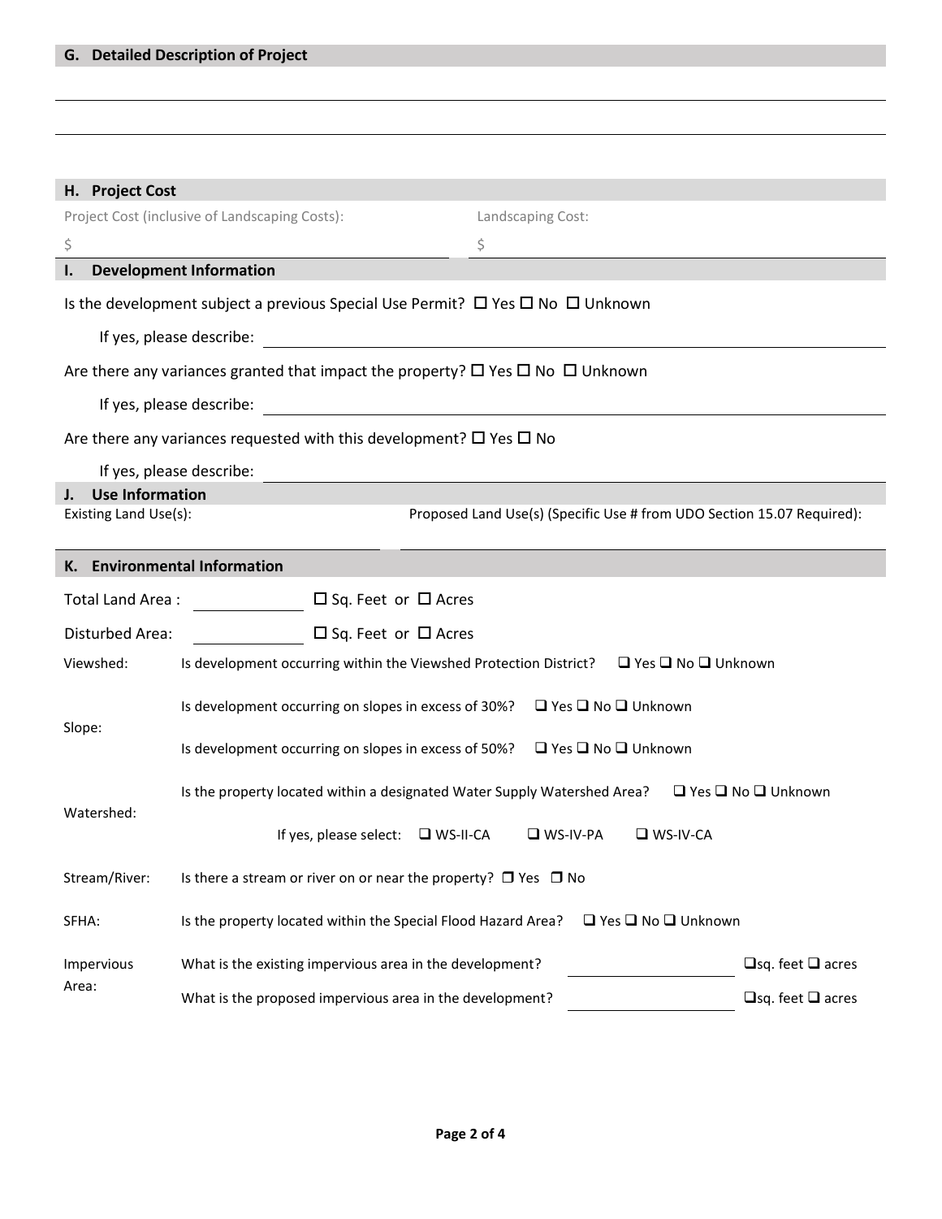## G. Detailed Description of Project

## H. Project Cost

Project Cost (inclusive of Landscaping Costs): $

Landscaping Cost: $

## I. Development Information

Is the development subject a previous Special Use Permit? ☐ Yes ☐ No ☐ Unknown

If yes, please describe:

Are there any variances granted that impact the property? ☐ Yes ☐ No ☐ Unknown

If yes, please describe:

Are there any variances requested with this development? ☐ Yes ☐ No

If yes, please describe:

## J. Use Information

Existing Land Use(s):

Proposed Land Use(s) (Specific Use # from UDO Section 15.07 Required):

## K. Environmental Information

Total Land Area : ☐ Sq. Feet or ☐ Acres

Disturbed Area: ☐ Sq. Feet or ☐ Acres

Viewshed: Is development occurring within the Viewshed Protection District? ☐ Yes ☐ No ☐ Unknown

Slope:
- Is development occurring on slopes in excess of 30%? ☐ Yes ☐ No ☐ Unknown
- Is development occurring on slopes in excess of 50%? ☐ Yes ☐ No ☐ Unknown

Watershed:
- Is the property located within a designated Water Supply Watershed Area? ☐ Yes ☐ No ☐ Unknown
- If yes, please select: ☐ WS-II-CA ☐ WS-IV-PA ☐ WS-IV-CA

Stream/River: Is there a stream or river on or near the property? ☐ Yes ☐ No

SFHA: Is the property located within the Special Flood Hazard Area? ☐ Yes ☐ No ☐ Unknown

Impervious Area:
- What is the existing impervious area in the development? ☐sq. feet ☐ acres
- What is the proposed impervious area in the development? ☐sq. feet ☐ acres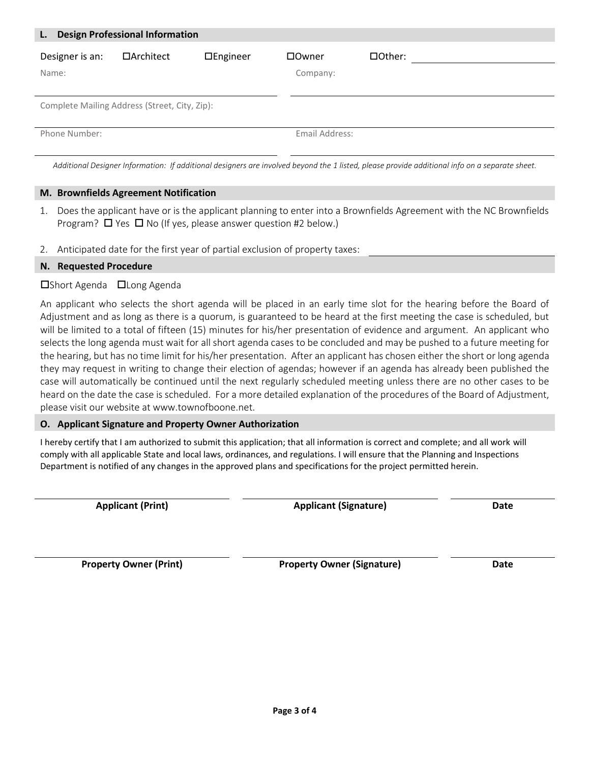## L. Design Professional Information

Designer is an: ☐Architect ☐Engineer ☐Owner ☐Other: ____________________

Name: ____________________ Company: ____________________

Complete Mailing Address (Street, City, Zip): ____________________

Phone Number: ____________________ Email Address: ____________________

*Additional Designer Information: If additional designers are involved beyond the 1 listed, please provide additional info on a separate sheet.*

## M. Brownfields Agreement Notification

1. Does the applicant have or is the applicant planning to enter into a Brownfields Agreement with the NC Brownfields Program? ☐ Yes ☐ No (If yes, please answer question #2 below.)
2. Anticipated date for the first year of partial exclusion of property taxes: ____________________

## N. Requested Procedure

☐Short Agenda ☐Long Agenda

An applicant who selects the short agenda will be placed in an early time slot for the hearing before the Board of Adjustment and as long as there is a quorum, is guaranteed to be heard at the first meeting the case is scheduled, but will be limited to a total of fifteen (15) minutes for his/her presentation of evidence and argument. An applicant who selects the long agenda must wait for all short agenda cases to be concluded and may be pushed to a future meeting for the hearing, but has no time limit for his/her presentation. After an applicant has chosen either the short or long agenda they may request in writing to change their election of agendas; however if an agenda has already been published the case will automatically be continued until the next regularly scheduled meeting unless there are no other cases to be heard on the date the case is scheduled. For a more detailed explanation of the procedures of the Board of Adjustment, please visit our website at www.townofboone.net.

## O. Applicant Signature and Property Owner Authorization

I hereby certify that I am authorized to submit this application; that all information is correct and complete; and all work will comply with all applicable State and local laws, ordinances, and regulations. I will ensure that the Planning and Inspections Department is notified of any changes in the approved plans and specifications for the project permitted herein.

| ____________________ | ____________________ | ____________ |
|---|---|---|
| **Applicant (Print)** | **Applicant (Signature)** | **Date** |
| ____________________ | ____________________ | ____________ |
| **Property Owner (Print)** | **Property Owner (Signature)** | **Date** |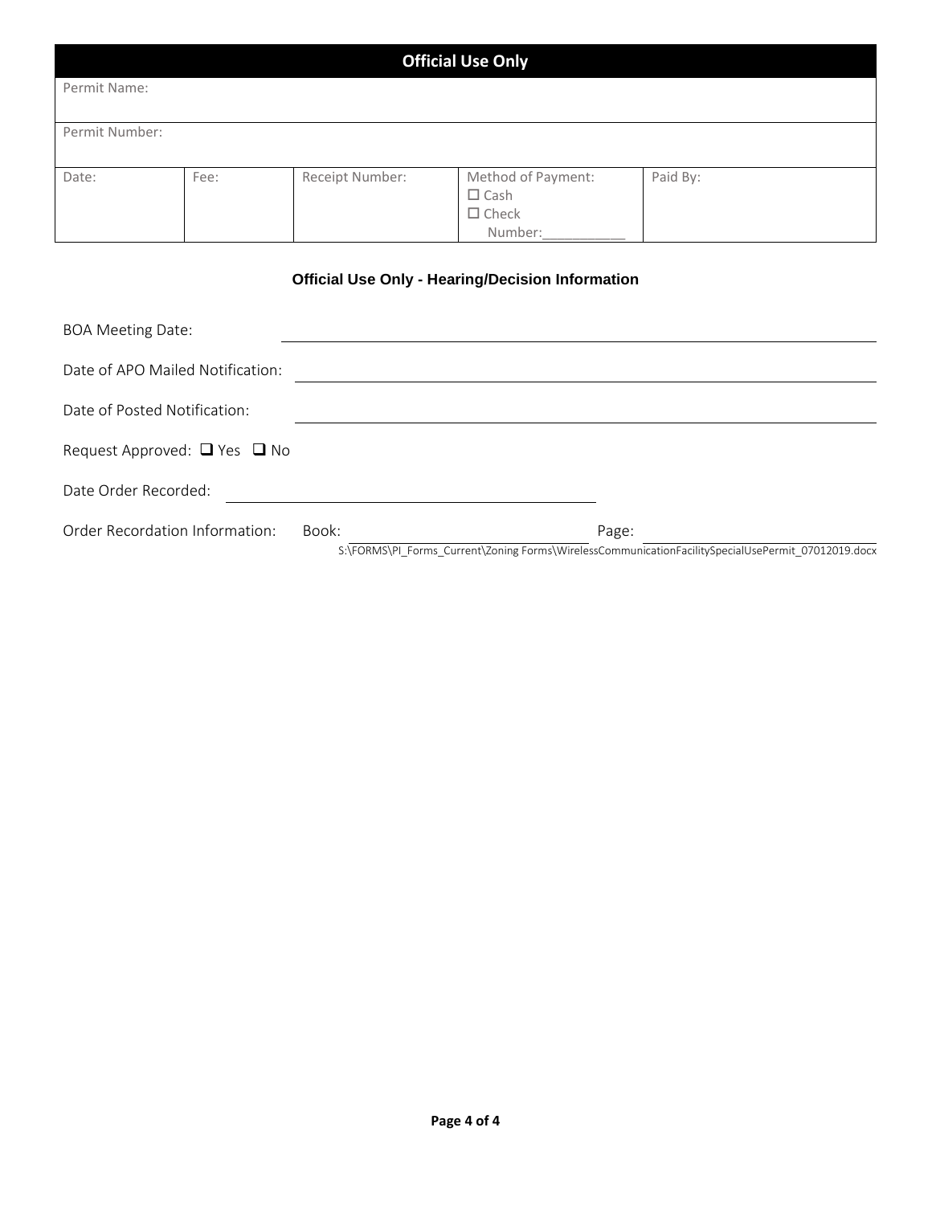| Official Use Only | | | | |
|---|---|---|---|---|
| Permit Name: | | | | |
| Permit Number: | | | | |
| Date: | Fee: | Receipt Number: | Method of Payment:<br>☐ Cash<br>☐ Check<br>Number:___________ | Paid By: |

### Official Use Only - Hearing/Decision Information

BOA Meeting Date: ____________________

Date of APO Mailed Notification: ____________________

Date of Posted Notification: ____________________

Request Approved: ☐ Yes ☐ No

Date Order Recorded: ____________________

Order Recordation Information: Book: ____________________ Page: ____________________

S:\FORMS\PI_Forms_Current\Zoning Forms\WirelessCommunicationFacilitySpecialUsePermit_07012019.docx